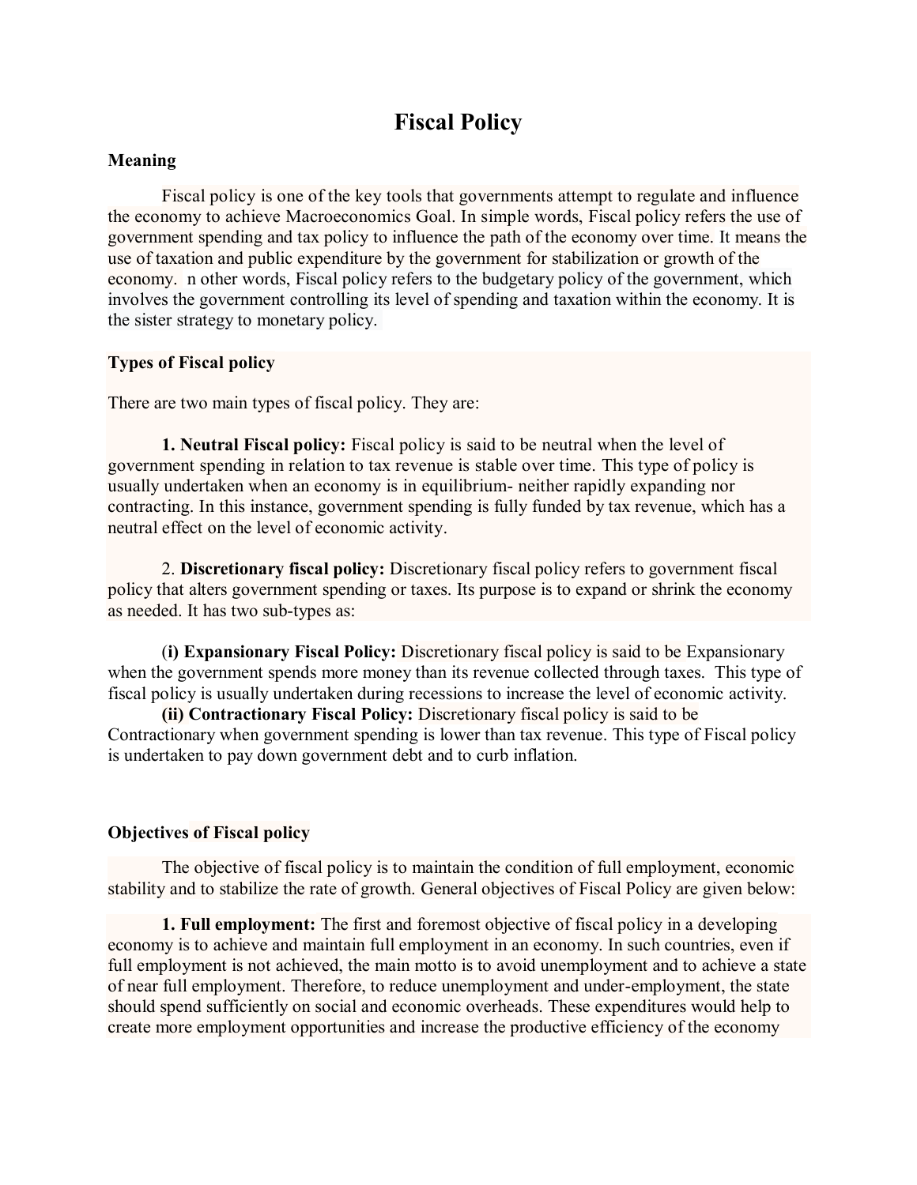# Fiscal Policy

**Meaning**

Fiscal policy is one of the key tools that governments attempt to regulate and influence the economy to achieve Macroeconomics Goal. In simple words, Fiscal policy refers the use of government spending and tax policy to influence the path of the economy over time. It means the use of taxation and public expenditure by the government for stabilization or growth of the economy. n other words, Fiscal policy refers to the budgetary policy of the government, which involves the government controlling its level of spending and taxation within the economy. It is the sister strategy to monetary policy.

**Types of Fiscal policy**

There are two main types of fiscal policy. They are:

**1. Neutral Fiscal policy:** Fiscal policy is said to be neutral when the level of government spending in relation to tax revenue is stable over time. This type of policy is usually undertaken when an economy is in equilibrium- neither rapidly expanding nor contracting. In this instance, government spending is fully funded by tax revenue, which has a neutral effect on the level of economic activity.

2. **Discretionary fiscal policy:** Discretionary fiscal policy refers to government fiscal policy that alters government spending or taxes. Its purpose is to expand or shrink the economy as needed. It has two sub-types as:

(**i) Expansionary Fiscal Policy:** Discretionary fiscal policy is said to be Expansionary when the government spends more money than its revenue collected through taxes. This type of fiscal policy is usually undertaken during recessions to increase the level of economic activity.

**(ii) Contractionary Fiscal Policy:** Discretionary fiscal policy is said to be Contractionary when government spending is lower than tax revenue. This type of Fiscal policy is undertaken to pay down government debt and to curb inflation.

**Objectives of Fiscal policy**

The objective of fiscal policy is to maintain the condition of full employment, economic stability and to stabilize the rate of growth. General objectives of Fiscal Policy are given below:

**1. Full employment:** The first and foremost objective of fiscal policy in a developing economy is to achieve and maintain full employment in an economy. In such countries, even if full employment is not achieved, the main motto is to avoid unemployment and to achieve a state of near full employment. Therefore, to reduce unemployment and under-employment, the state should spend sufficiently on social and economic overheads. These expenditures would help to create more employment opportunities and increase the productive efficiency of the economy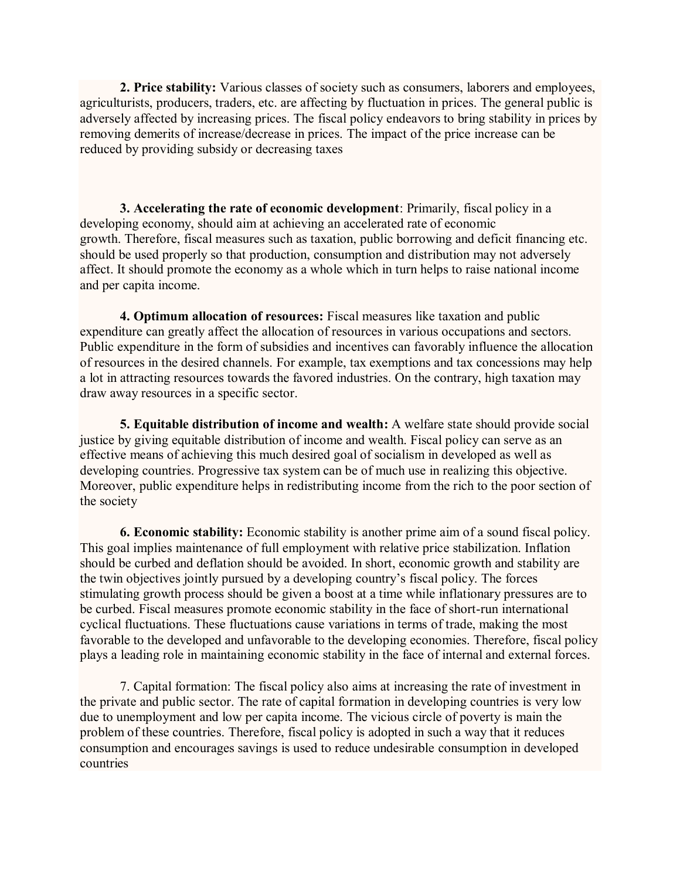**2. Price stability:** Various classes of society such as consumers, laborers and employees, agriculturists, producers, traders, etc. are affecting by fluctuation in prices. The general public is adversely affected by increasing prices. The fiscal policy endeavors to bring stability in prices by removing demerits of increase/decrease in prices. The impact of the price increase can be reduced by providing subsidy or decreasing taxes

**3. Accelerating the rate of economic development**: Primarily, fiscal policy in a developing economy, should aim at achieving an accelerated rate of economic growth. Therefore, fiscal measures such as taxation, public borrowing and deficit financing etc. should be used properly so that production, consumption and distribution may not adversely affect. It should promote the economy as a whole which in turn helps to raise national income and per capita income.

**4. Optimum allocation of resources:** Fiscal measures like taxation and public expenditure can greatly affect the allocation of resources in various occupations and sectors. Public expenditure in the form of subsidies and incentives can favorably influence the allocation of resources in the desired channels. For example, tax exemptions and tax concessions may help a lot in attracting resources towards the favored industries. On the contrary, high taxation may draw away resources in a specific sector.

**5. Equitable distribution of income and wealth:** A welfare state should provide social justice by giving equitable distribution of income and wealth. Fiscal policy can serve as an effective means of achieving this much desired goal of socialism in developed as well as developing countries. Progressive tax system can be of much use in realizing this objective. Moreover, public expenditure helps in redistributing income from the rich to the poor section of the society

**6. Economic stability:** Economic stability is another prime aim of a sound fiscal policy. This goal implies maintenance of full employment with relative price stabilization. Inflation should be curbed and deflation should be avoided. In short, economic growth and stability are the twin objectives jointly pursued by a developing country's fiscal policy. The forces stimulating growth process should be given a boost at a time while inflationary pressures are to be curbed. Fiscal measures promote economic stability in the face of short-run international cyclical fluctuations. These fluctuations cause variations in terms of trade, making the most favorable to the developed and unfavorable to the developing economies. Therefore, fiscal policy plays a leading role in maintaining economic stability in the face of internal and external forces.

7. Capital formation: The fiscal policy also aims at increasing the rate of investment in the private and public sector. The rate of capital formation in developing countries is very low due to unemployment and low per capita income. The vicious circle of poverty is main the problem of these countries. Therefore, fiscal policy is adopted in such a way that it reduces consumption and encourages savings is used to reduce undesirable consumption in developed countries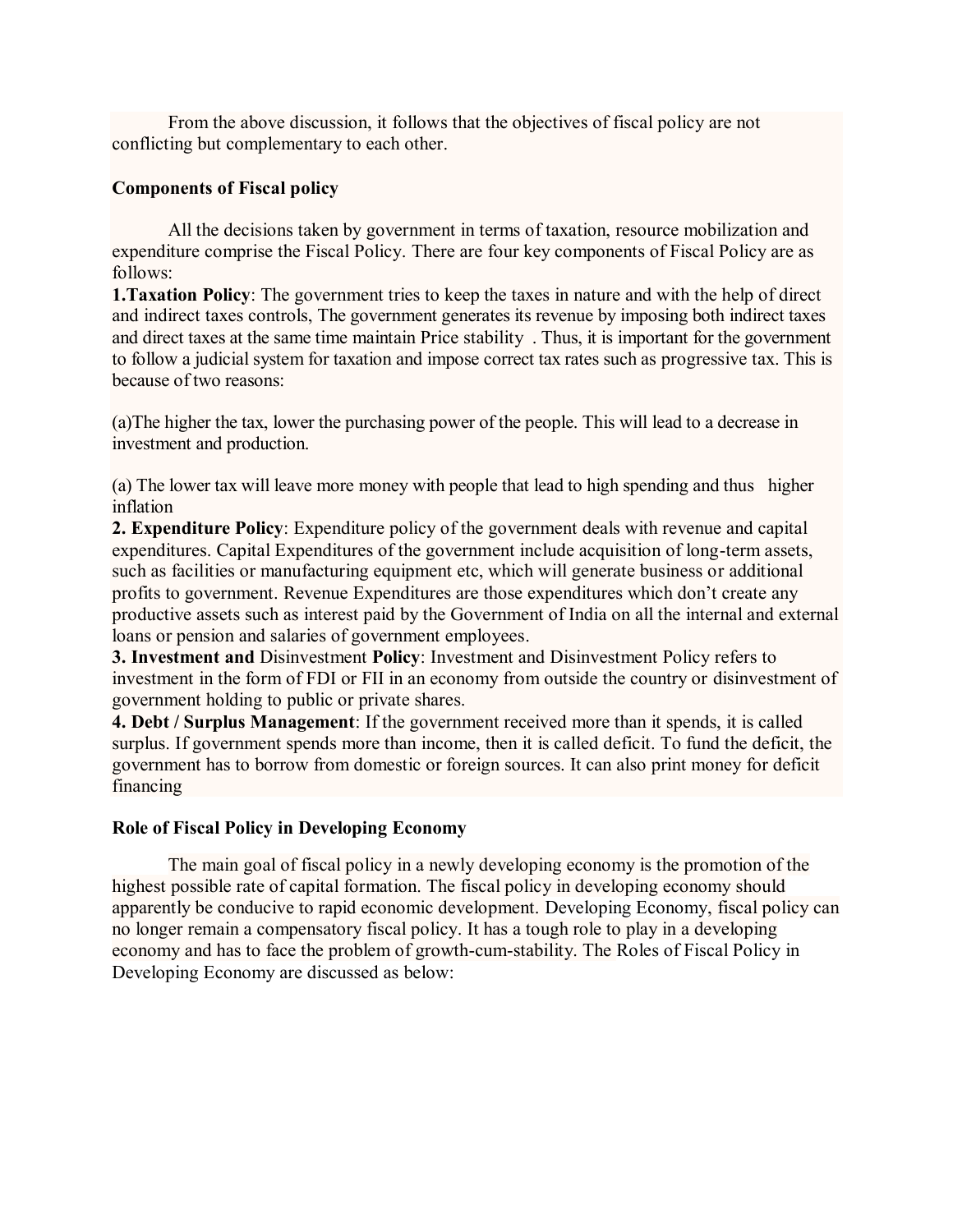From the above discussion, it follows that the objectives of fiscal policy are not conflicting but complementary to each other.

**Components of Fiscal policy**

All the decisions taken by government in terms of taxation, resource mobilization and expenditure comprise the Fiscal Policy. There are four key components of Fiscal Policy are as follows:

**1.Taxation Policy**: The government tries to keep the taxes in nature and with the help of direct and indirect taxes controls, The government generates its revenue by imposing both indirect taxes and direct taxes at the same time maintain Price stability . Thus, it is important for the government to follow a judicial system for taxation and impose correct tax rates such as progressive tax. This is because of two reasons:

(a)The higher the tax, lower the purchasing power of the people. This will lead to a decrease in investment and production.

(a) The lower tax will leave more money with people that lead to high spending and thus higher inflation

**2. Expenditure Policy**: Expenditure policy of the government deals with revenue and capital expenditures. Capital Expenditures of the government include acquisition of long-term assets, such as facilities or manufacturing equipment etc, which will generate business or additional profits to government. Revenue Expenditures are those expenditures which don't create any productive assets such as interest paid by the Government of India on all the internal and external loans or pension and salaries of government employees.

**3. Investment and** Disinvestment **Policy**: Investment and Disinvestment Policy refers to investment in the form of FDI or FII in an economy from outside the country or disinvestment of government holding to public or private shares.

**4. Debt / Surplus Management**: If the government received more than it spends, it is called surplus. If government spends more than income, then it is called deficit. To fund the deficit, the government has to borrow from domestic or foreign sources. It can also print money for deficit financing

**Role of Fiscal Policy in Developing Economy**

The main goal of fiscal policy in a newly developing economy is the promotion of the highest possible rate of capital formation. The fiscal policy in developing economy should apparently be conducive to rapid economic development. Developing Economy, fiscal policy can no longer remain a compensatory fiscal policy. It has a tough role to play in a developing economy and has to face the problem of growth-cum-stability. The Roles of Fiscal Policy in Developing Economy are discussed as below: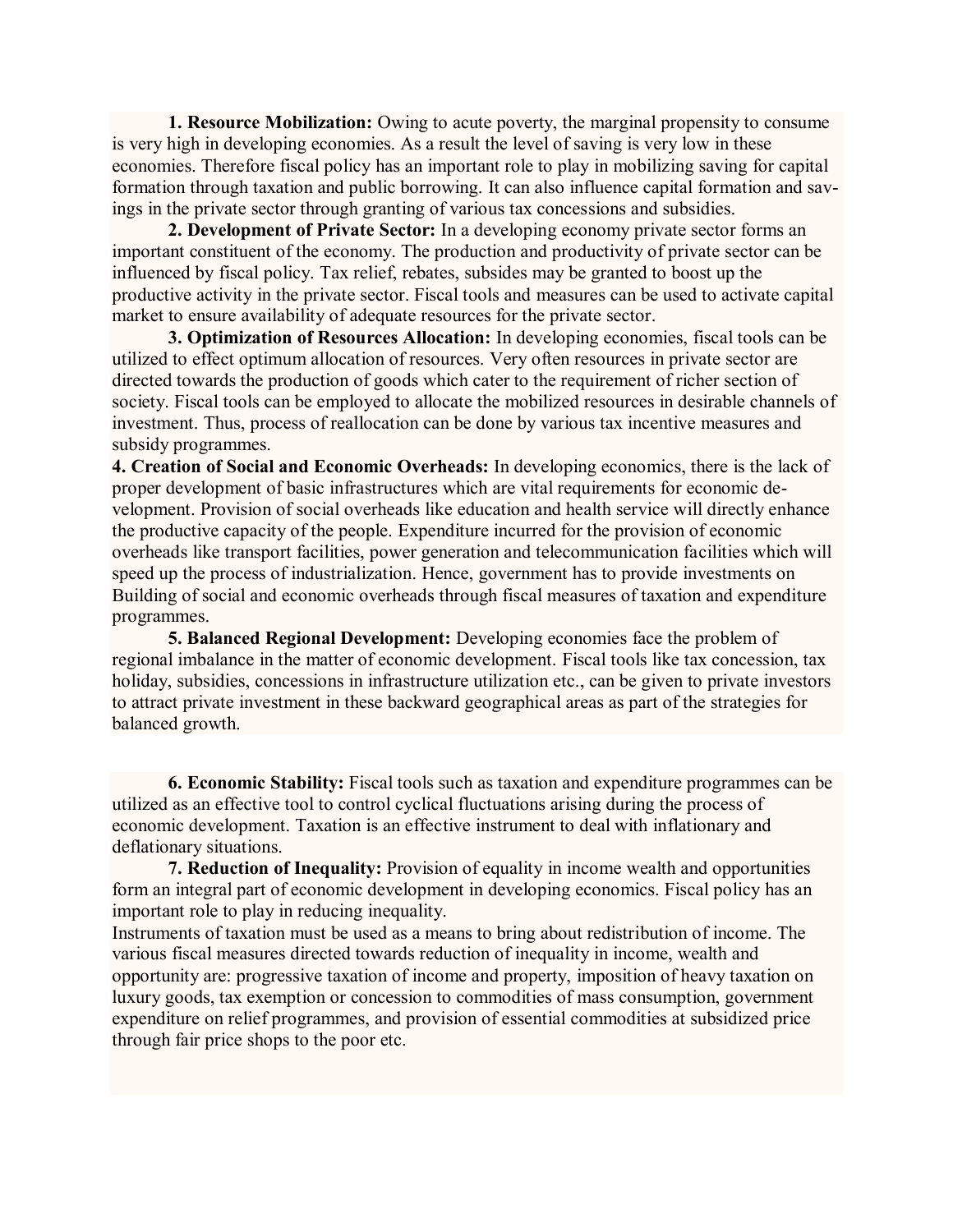**1. Resource Mobilization:** Owing to acute poverty, the marginal propensity to consume is very high in developing economies. As a result the level of saving is very low in these economies. Therefore fiscal policy has an important role to play in mobilizing saving for capital formation through taxation and public borrowing. It can also influence capital formation and savings in the private sector through granting of various tax concessions and subsidies.

**2. Development of Private Sector:** In a developing economy private sector forms an important constituent of the economy. The production and productivity of private sector can be influenced by fiscal policy. Tax relief, rebates, subsides may be granted to boost up the productive activity in the private sector. Fiscal tools and measures can be used to activate capital market to ensure availability of adequate resources for the private sector.

**3. Optimization of Resources Allocation:** In developing economies, fiscal tools can be utilized to effect optimum allocation of resources. Very often resources in private sector are directed towards the production of goods which cater to the requirement of richer section of society. Fiscal tools can be employed to allocate the mobilized resources in desirable channels of investment. Thus, process of reallocation can be done by various tax incentive measures and subsidy programmes.

**4. Creation of Social and Economic Overheads:** In developing economics, there is the lack of proper development of basic infrastructures which are vital requirements for economic development. Provision of social overheads like education and health service will directly enhance the productive capacity of the people. Expenditure incurred for the provision of economic overheads like transport facilities, power generation and telecommunication facilities which will speed up the process of industrialization. Hence, government has to provide investments on Building of social and economic overheads through fiscal measures of taxation and expenditure programmes.

**5. Balanced Regional Development:** Developing economies face the problem of regional imbalance in the matter of economic development. Fiscal tools like tax concession, tax holiday, subsidies, concessions in infrastructure utilization etc., can be given to private investors to attract private investment in these backward geographical areas as part of the strategies for balanced growth.

**6. Economic Stability:** Fiscal tools such as taxation and expenditure programmes can be utilized as an effective tool to control cyclical fluctuations arising during the process of economic development. Taxation is an effective instrument to deal with inflationary and deflationary situations.

**7. Reduction of Inequality:** Provision of equality in income wealth and opportunities form an integral part of economic development in developing economics. Fiscal policy has an important role to play in reducing inequality.

Instruments of taxation must be used as a means to bring about redistribution of income. The various fiscal measures directed towards reduction of inequality in income, wealth and opportunity are: progressive taxation of income and property, imposition of heavy taxation on luxury goods, tax exemption or concession to commodities of mass consumption, government expenditure on relief programmes, and provision of essential commodities at subsidized price through fair price shops to the poor etc.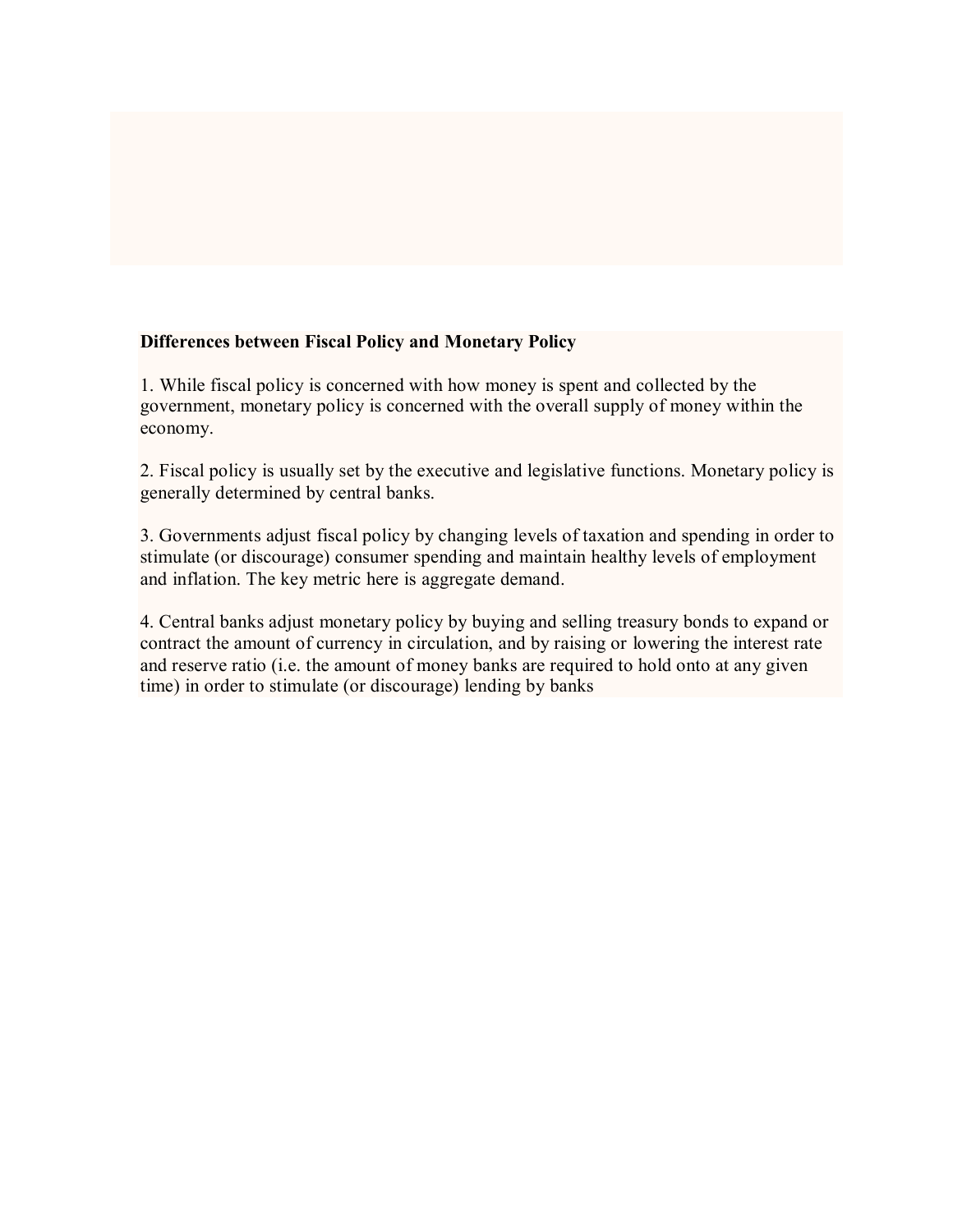**Differences between Fiscal Policy and Monetary Policy**

1. While fiscal policy is concerned with how money is spent and collected by the government, monetary policy is concerned with the overall supply of money within the economy.

2. Fiscal policy is usually set by the executive and legislative functions. Monetary policy is generally determined by central banks.

3. Governments adjust fiscal policy by changing levels of taxation and spending in order to stimulate (or discourage) consumer spending and maintain healthy levels of employment and inflation. The key metric here is aggregate demand.

4. Central banks adjust monetary policy by buying and selling treasury bonds to expand or contract the amount of currency in circulation, and by raising or lowering the interest rate and reserve ratio (i.e. the amount of money banks are required to hold onto at any given time) in order to stimulate (or discourage) lending by banks